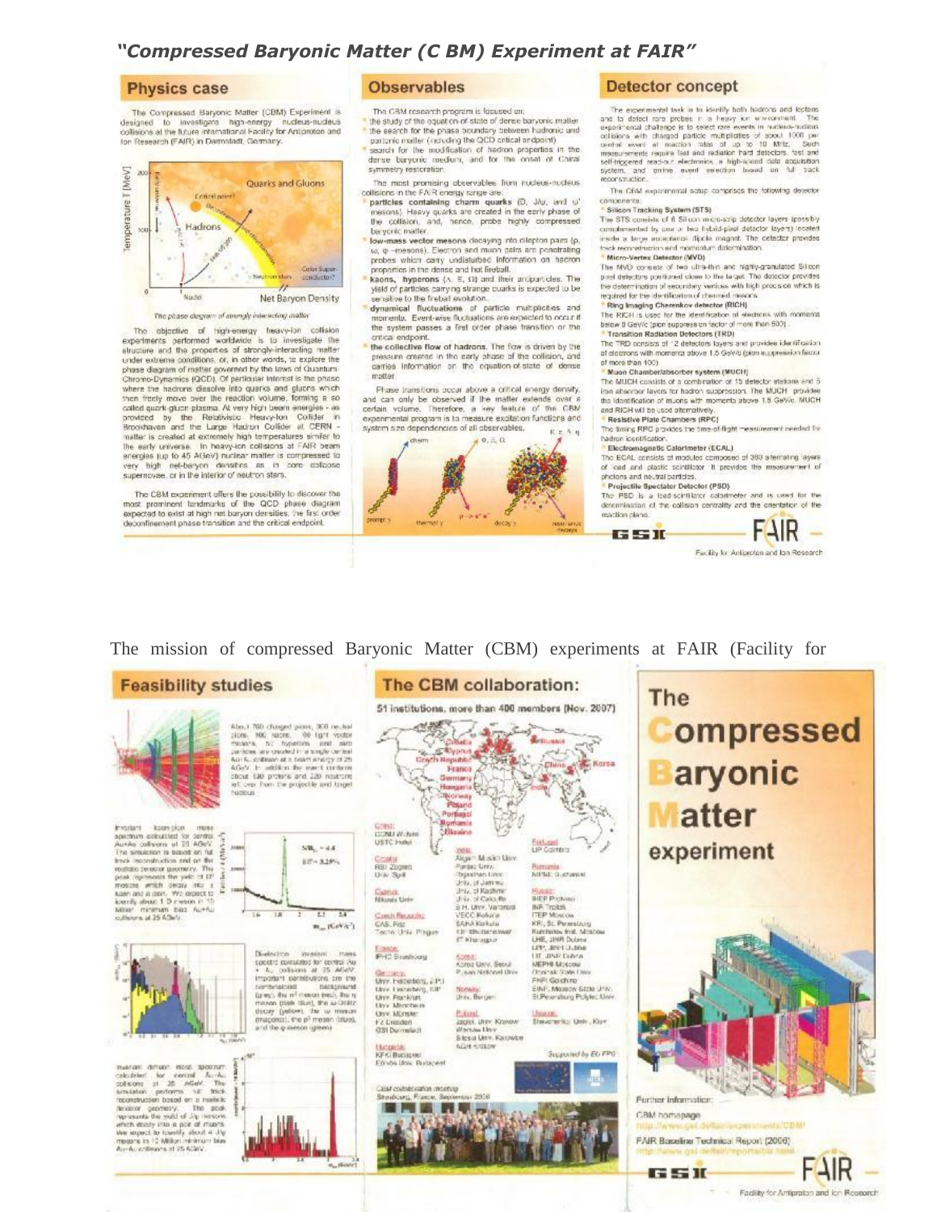## *"Compressed Baryonic Matter (C BM) Experiment at FAIR"*

## Physics case

The Compressed Baryonic Matter (CBM) Experiment is designed to investigate high-energy nucleus-nucleus collisions at the future international Facility for Antiproton and Ion Research (FAIR) in Darmstadt, Germany.

*The phase diagram of strongly interacting matter*

The objective of high-energy heavy-ion collision experiments performed worldwide is to investigate the structure and the properties of strongly-interacting matter under extreme conditions, or, in other words, to explore the phase diagram of matter governed by the laws of Quantum Chromo-Dynamics (QCD). Of particular interest is the phase where the hadrons dissolve into quarks and gluons which then freely move over the reaction volume, forming a so called quark-gluon-plasma. At very high beam energies - as provided by the Relativistic Heavy-Ion Collider in Brookhaven and the Large Hadron Collider at CERN - matter is created at extremely high temperatures similar to the early universe. In heavy-ion collisions at FAIR beam energies (up to 45 AGeV) nuclear matter is compressed to very high net-baryon densities as in core collapse supernovae, or in the interior of neutron stars.

The CBM experiment offers the possibility to discover the most prominent landmarks of the QCD phase diagram expected to exist at high net baryon densities: the first order deconfinement phase transition and the critical endpoint.

## Observables

The CBM research program is focused on:

- the study of the equation-of-state of dense baryonic matter
- the search for the phase boundary between hadronic and partonic matter (including the QCD critical endpoint)
- search for the modification of hadron properties in the dense baryonic medium, and for the onset of Chiral symmetry restoration.

The most promising observables from nucleus-nucleus collisions in the FAIR energy range are:

- **particles containing charm quarks** (D, J/ψ, and ψ' mesons). Heavy quarks are created in the early phase of the collision, and, hence, probe highly compressed baryonic matter.
- **low-mass vector mesons** decaying into dilepton pairs (ρ, ω, φ –mesons). Electron and muon pairs are penetrating probes which carry undisturbed information on hadron properties in the dense and hot fireball.
- **kaons, hyperons** (Λ, Ξ, Ω) and their antiparticles. The yield of particles carrying strange quarks is expected to be sensitive to the fireball evolution.
- **dynamical fluctuations** of particle multiplicities and momenta. Event-wise fluctuations are expected to occur if the system passes a first order phase transition or the critical endpoint.
- **the collective flow of hadrons.** The flow is driven by the pressure created in the early phase of the collision, and carries information on the equation-of-state of dense matter.

Phase transitions occur above a critical energy density, and can only be observed if the matter extends over a certain volume. Therefore, a key feature of the CBM experimental program is to measure excitation functions and system size dependencies of all observables.

## Detector concept

The experimental task is to identify both hadrons and leptons and to detect rare probes in a heavy ion environment. The experimental challenge is to select rare events in nucleus-nucleus collisions with charged particle multiplicities of about 1000 per central event at reaction rates of up to 10 MHz. Such measurements require fast and radiation hard detectors, fast and self-triggered read-out electronics, a high-speed data acquisition system, and online event selection based on full track reconstruction.

The CBM experimental setup comprises the following detector components:

- **Silicon Tracking System (STS)**
  The STS consists of 8 Silicon micro-strip detector layers (possibly complemented by one or two hybrid-pixel detector layers) located inside a large aperture dipole magnet. The detector provides track reconstruction and momentum determination.
- **Micro-Vertex Detector (MVD)**
  The MVD consists of two ultra-thin and highly-granulated Silicon pixel detectors positioned close to the target. The detector provides the determination of secondary vertices with high precision which is required for the identification of charmed mesons.
- **Ring Imaging Cherenkov detector (RICH)**
  The RICH is used for the identification of electrons with momenta below 8 GeV/c (pion suppression factor of more than 500).
- **Transition Radiation Detectors (TRD)**
  The TRD consists of 12 detectors layers and provides identification of electrons with momenta above 1.5 GeV/c (pion suppression factor of more than 100).
- **Muon Chamber/absorber system (MUCH)**
  The MUCH consists of a combination of 15 detector stations and 5 iron absorber layers for hadron suppression. The MUCH provides the identification of muons with momenta above 1.5 GeV/c. MUCH and RICH will be used alternatively.
- **Resistive Plate Chambers (RPC)**
  The timing RPC provides the time-of-flight measurement needed for hadron identification.
- **Electromagnetic Calorimeter (ECAL)**
  The ECAL consists of modules composed of 380 alternating layers of lead and plastic scintillator. It provides the measurement of photons and neutral particles.
- **Projectile Spectator Detector (PSD)**
  The PSD is a lead-scintillator calorimeter and is used for the determination of the collision centrality and the orientation of the reaction plane.

GSI FAIR – Facility for Antiproton and Ion Research

The mission of compressed Baryonic Matter (CBM) experiments at FAIR (Facility for

## Feasibility studies

About 760 charged pions, 360 neutral pions, 100 kaons, 90 light vector mesons, 50 hyperons and anti-particles are created in a single central Au+Au collision at a beam energy of 25 AGeV. In addition the event contains about 130 protons and 220 neutrons left over from the projectile and target nucleus.

Invariant kaon-pion mass spectrum calculated for central Au+Au collisions at 25 AGeV. The simulation is based on full track reconstruction and on the realistic detector geometry. The peak represents the yield of D mesons which decay into a kaon and a pion. We expect to identify about 1 D meson in 10 Million minimum bias Au+Au collisions at 25 AGeV.

Dielectron invariant mass spectra calculated for central Au + Au collisions at 25 AGeV. Important contributions are the combinatorial background (grey), the $\pi^0$ meson (red), the η meson (dark blue), the ω-Dalitz decay (yellow), the ω meson (magenta), the ρ meson (blue), and the φ meson (green).

Invariant dimuon mass spectrum calculated for central Au+Au collisions at 25 AGeV. The simulation performs full track reconstruction based on a realistic detector geometry. The peak represents the yield of J/ψ mesons which decay into a pair of muons. We expect to identify about 4 J/ψ mesons in 10 Million minimum bias Au+Au collisions at 25 AGeV.

## The CBM collaboration:

**51 institutions, more than 400 members (Nov. 2007)**

China: CCNU Wuhan, USTC Hefei

Croatia: RBI Zagreb, Univ. Split

Cyprus: Nikosia Univ.

Czech Republic: CAS, Rez; Techn. Univ. Prague

France: IPHC Strasbourg

Germany: Univ. Heidelberg, P.I.; Univ. Heidelberg, KIP; Univ. Frankfurt; Univ. Mannheim; Univ. Münster; FZ Dresden; GSI Darmstadt

Hungaria: KFKI Budapest; Eötvös Univ. Budapest

India: Aligarh Muslim Univ.; Panjab Univ.; Rajasthan Univ.; Univ. of Jammu; Univ. of Kashmir; Univ. of Calcutta; B.H. Univ. Varanasi; VECC Kolkata; SAHA Kolkata; IOP Bhubaneswar; IIT Kharagpur

Korea: Korea Univ. Seoul; Pusan National Univ.

Norway: Univ. Bergen

Poland: Jagiel. Univ. Krakow; Warsaw Univ.; Silesia Univ. Katowice; AGH Krakow

Portugal: LIP Coimbra

Romania: NIPNE Bucharest

Russia: IHEP Protvino; INR Troitzk; ITEP Moscow; KRI, St. Petersburg; Kurchatov Inst. Moscow; LHE, JINR Dubna; LPP, JINR Dubna; LIT, JINR Dubna; MEPHI Moscow; Obninsk State Univ.; PNPI Gatchina; SINP, Moscow State Univ.; St.Petersburg Polytec. Univ.

Ukraine: Shevchenko Univ. Kiev

Supported by EU-FP6

CBM collaboration meeting Strasbourg, France, September 2006

## The Compressed Baryonic Matter experiment

Further information:

CBM homepage
http://www.gsi.de/fair/experiments/CBM/

FAIR Baseline Technical Report (2006)
http://www.gsi.de/fair/reports/btr.html

GSI FAIR – Facility for Antiproton and Ion Research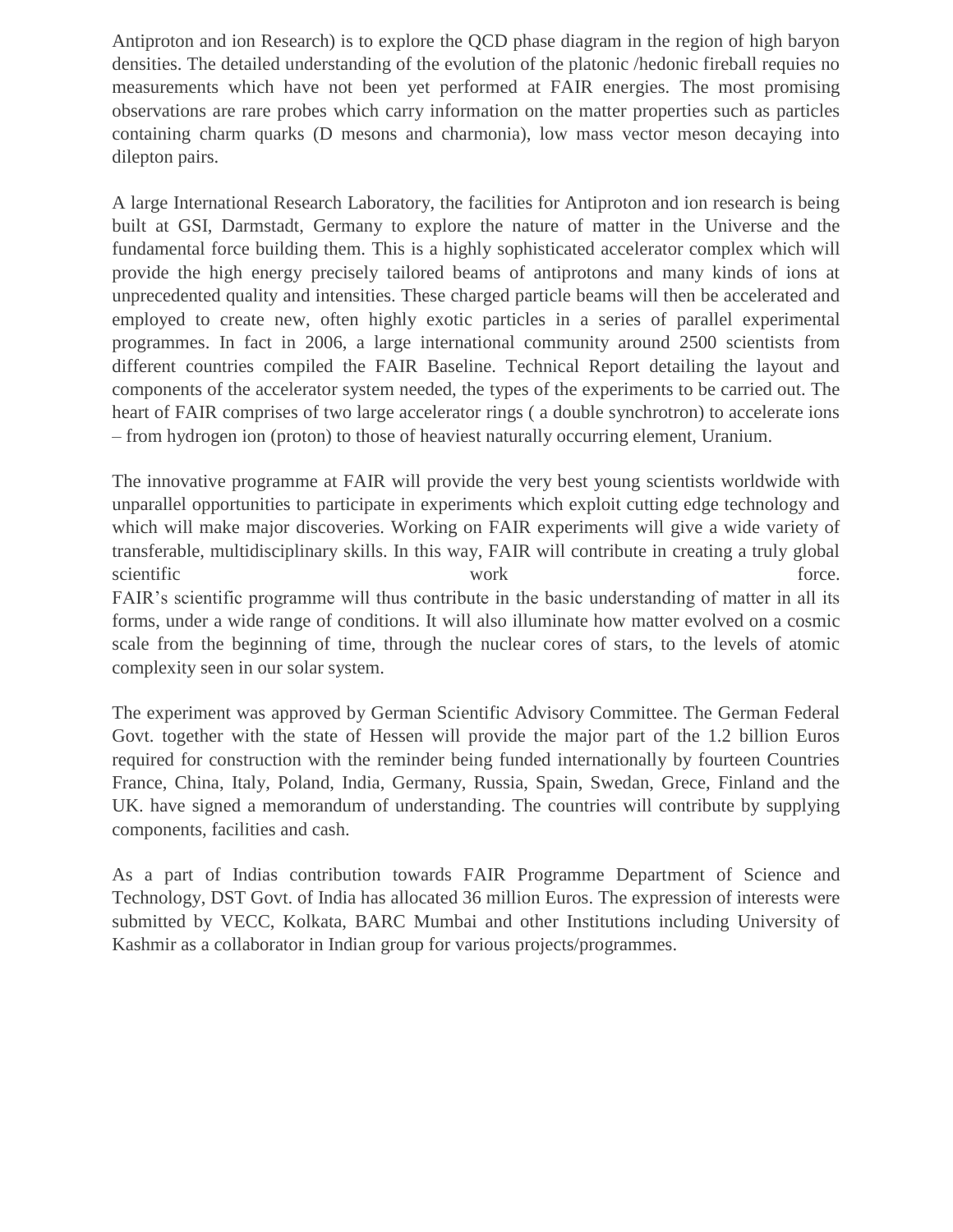Antiproton and ion Research) is to explore the QCD phase diagram in the region of high baryon densities. The detailed understanding of the evolution of the platonic /hedonic fireball requies no measurements which have not been yet performed at FAIR energies. The most promising observations are rare probes which carry information on the matter properties such as particles containing charm quarks (D mesons and charmonia), low mass vector meson decaying into dilepton pairs.

A large International Research Laboratory, the facilities for Antiproton and ion research is being built at GSI, Darmstadt, Germany to explore the nature of matter in the Universe and the fundamental force building them. This is a highly sophisticated accelerator complex which will provide the high energy precisely tailored beams of antiprotons and many kinds of ions at unprecedented quality and intensities. These charged particle beams will then be accelerated and employed to create new, often highly exotic particles in a series of parallel experimental programmes. In fact in 2006, a large international community around 2500 scientists from different countries compiled the FAIR Baseline. Technical Report detailing the layout and components of the accelerator system needed, the types of the experiments to be carried out. The heart of FAIR comprises of two large accelerator rings ( a double synchrotron) to accelerate ions – from hydrogen ion (proton) to those of heaviest naturally occurring element, Uranium.

The innovative programme at FAIR will provide the very best young scientists worldwide with unparallel opportunities to participate in experiments which exploit cutting edge technology and which will make major discoveries. Working on FAIR experiments will give a wide variety of transferable, multidisciplinary skills. In this way, FAIR will contribute in creating a truly global scientific work force.
FAIR's scientific programme will thus contribute in the basic understanding of matter in all its forms, under a wide range of conditions. It will also illuminate how matter evolved on a cosmic scale from the beginning of time, through the nuclear cores of stars, to the levels of atomic complexity seen in our solar system.

The experiment was approved by German Scientific Advisory Committee. The German Federal Govt. together with the state of Hessen will provide the major part of the 1.2 billion Euros required for construction with the reminder being funded internationally by fourteen Countries France, China, Italy, Poland, India, Germany, Russia, Spain, Swedan, Grece, Finland and the UK. have signed a memorandum of understanding. The countries will contribute by supplying components, facilities and cash.

As a part of Indias contribution towards FAIR Programme Department of Science and Technology, DST Govt. of India has allocated 36 million Euros. The expression of interests were submitted by VECC, Kolkata, BARC Mumbai and other Institutions including University of Kashmir as a collaborator in Indian group for various projects/programmes.